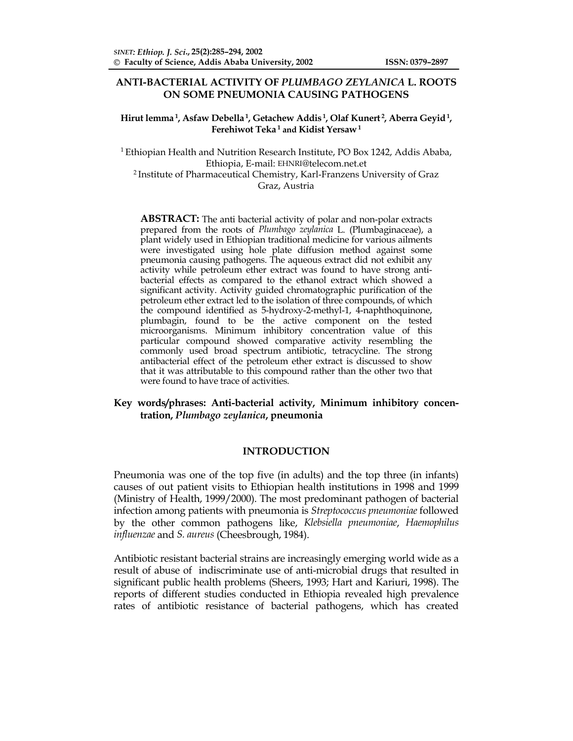# ANTI-BACTERIAL ACTIVITY OF *PLUMBAGO ZEYLANICA* L. ROOTS ON SOME PNEUMONIA CAUSING PATHOGENS

**Hirut lemma [1], Asfaw Debella [1], Getachew Addis [1], Olaf Kunert [2], Aberra Geyid [1], Ferehiwot Teka [1] and Kidist Yersaw [1]**

[1] Ethiopian Health and Nutrition Research Institute, PO Box 1242, Addis Ababa, Ethiopia, E-mail: EHNRI@telecom.net.et
[2] Institute of Pharmaceutical Chemistry, Karl-Franzens University of Graz Graz, Austria

**ABSTRACT:** The anti bacterial activity of polar and non-polar extracts prepared from the roots of *Plumbago zeylanica* L. (Plumbaginaceae), a plant widely used in Ethiopian traditional medicine for various ailments were investigated using hole plate diffusion method against some pneumonia causing pathogens. The aqueous extract did not exhibit any activity while petroleum ether extract was found to have strong anti-bacterial effects as compared to the ethanol extract which showed a significant activity. Activity guided chromatographic purification of the petroleum ether extract led to the isolation of three compounds, of which the compound identified as 5-hydroxy-2-methyl-1, 4-naphthoquinone, plumbagin, found to be the active component on the tested microorganisms. Minimum inhibitory concentration value of this particular compound showed comparative activity resembling the commonly used broad spectrum antibiotic, tetracycline. The strong antibacterial effect of the petroleum ether extract is discussed to show that it was attributable to this compound rather than the other two that were found to have trace of activities.

**Key words/phrases: Anti-bacterial activity, Minimum inhibitory concentration, *Plumbago zeylanica*, pneumonia**

## INTRODUCTION

Pneumonia was one of the top five (in adults) and the top three (in infants) causes of out patient visits to Ethiopian health institutions in 1998 and 1999 (Ministry of Health, 1999/2000). The most predominant pathogen of bacterial infection among patients with pneumonia is *Streptococcus pneumoniae* followed by the other common pathogens like, *Klebsiella pneumoniae*, *Haemophilus influenzae* and *S. aureus* (Cheesbrough, 1984).

Antibiotic resistant bacterial strains are increasingly emerging world wide as a result of abuse of indiscriminate use of anti-microbial drugs that resulted in significant public health problems (Sheers, 1993; Hart and Kariuri, 1998). The reports of different studies conducted in Ethiopia revealed high prevalence rates of antibiotic resistance of bacterial pathogens, which has created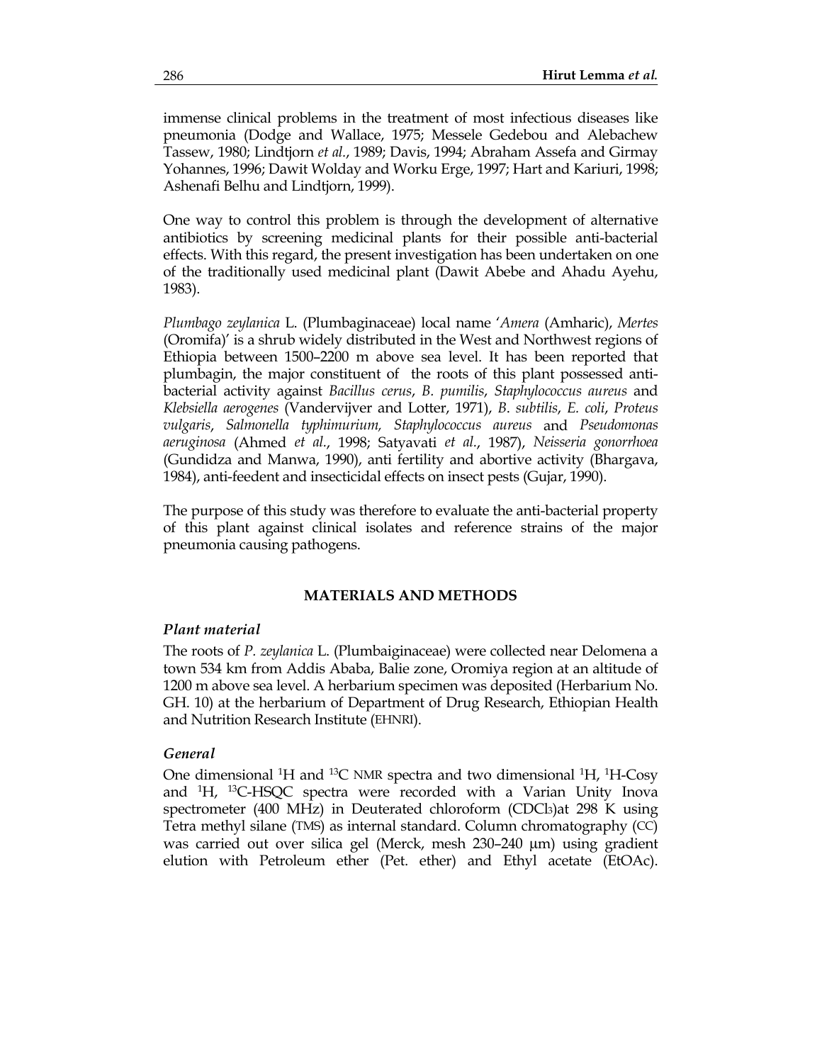immense clinical problems in the treatment of most infectious diseases like pneumonia (Dodge and Wallace, 1975; Messele Gedebou and Alebachew Tassew, 1980; Lindtjorn *et al.*, 1989; Davis, 1994; Abraham Assefa and Girmay Yohannes, 1996; Dawit Wolday and Worku Erge, 1997; Hart and Kariuri, 1998; Ashenafi Belhu and Lindtjorn, 1999).

One way to control this problem is through the development of alternative antibiotics by screening medicinal plants for their possible anti-bacterial effects. With this regard, the present investigation has been undertaken on one of the traditionally used medicinal plant (Dawit Abebe and Ahadu Ayehu, 1983).

*Plumbago zeylanica* L. (Plumbaginaceae) local name '*Amera* (Amharic), *Mertes* (Oromifa)' is a shrub widely distributed in the West and Northwest regions of Ethiopia between 1500–2200 m above sea level. It has been reported that plumbagin, the major constituent of the roots of this plant possessed anti-bacterial activity against *Bacillus cerus*, *B. pumilis*, *Staphylococcus aureus* and *Klebsiella aerogenes* (Vandervijver and Lotter, 1971), *B. subtilis*, *E. coli*, *Proteus vulgaris*, *Salmonella typhimurium, Staphylococcus aureus* and *Pseudomonas aeruginosa* (Ahmed *et al.*, 1998; Satyavati *et al.*, 1987), *Neisseria gonorrhoea* (Gundidza and Manwa, 1990), anti fertility and abortive activity (Bhargava, 1984), anti-feedent and insecticidal effects on insect pests (Gujar, 1990).

The purpose of this study was therefore to evaluate the anti-bacterial property of this plant against clinical isolates and reference strains of the major pneumonia causing pathogens.

## MATERIALS AND METHODS

### *Plant material*

The roots of *P. zeylanica* L. (Plumbaiginaceae) were collected near Delomena a town 534 km from Addis Ababa, Balie zone, Oromiya region at an altitude of 1200 m above sea level. A herbarium specimen was deposited (Herbarium No. GH. 10) at the herbarium of Department of Drug Research, Ethiopian Health and Nutrition Research Institute (EHNRI).

### *General*

One dimensional $^{1}H$ and $^{13}C$ NMR spectra and two dimensional $^{1}H$, $^{1}H$-Cosy and $^{1}H$, $^{13}C$-HSQC spectra were recorded with a Varian Unity Inova spectrometer (400 MHz) in Deuterated chloroform ($CDCl_3$)at 298 K using Tetra methyl silane (TMS) as internal standard. Column chromatography (CC) was carried out over silica gel (Merck, mesh 230–240 µm) using gradient elution with Petroleum ether (Pet. ether) and Ethyl acetate (EtOAc).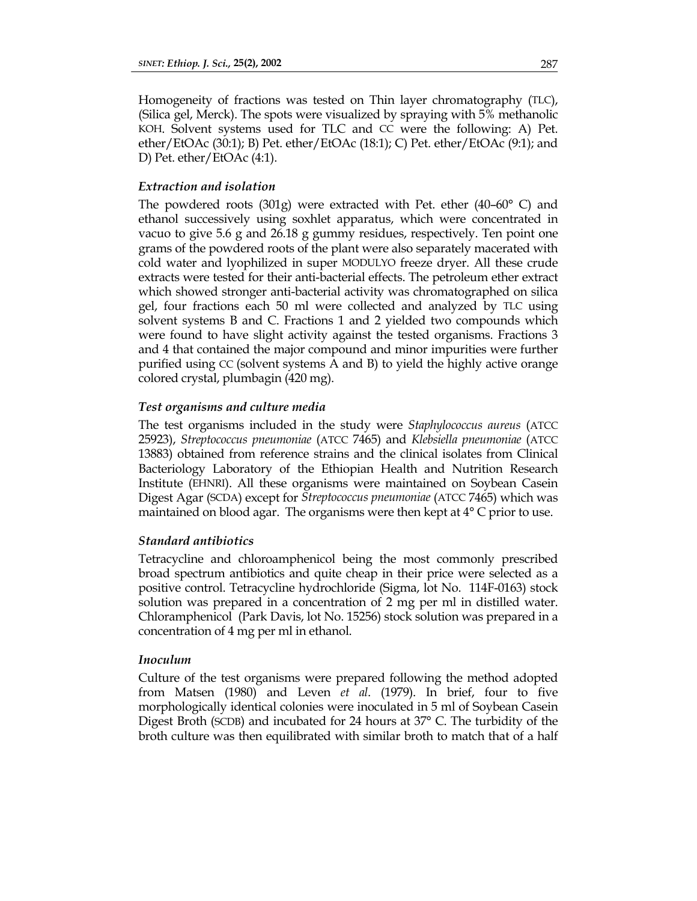Homogeneity of fractions was tested on Thin layer chromatography (TLC), (Silica gel, Merck). The spots were visualized by spraying with 5% methanolic KOH. Solvent systems used for TLC and CC were the following: A) Pet. ether/EtOAc (30:1); B) Pet. ether/EtOAc (18:1); C) Pet. ether/EtOAc (9:1); and D) Pet. ether/EtOAc (4:1).

### *Extraction and isolation*

The powdered roots (301g) were extracted with Pet. ether (40–60° C) and ethanol successively using soxhlet apparatus, which were concentrated in vacuo to give 5.6 g and 26.18 g gummy residues, respectively. Ten point one grams of the powdered roots of the plant were also separately macerated with cold water and lyophilized in super MODULYO freeze dryer. All these crude extracts were tested for their anti-bacterial effects. The petroleum ether extract which showed stronger anti-bacterial activity was chromatographed on silica gel, four fractions each 50 ml were collected and analyzed by TLC using solvent systems B and C. Fractions 1 and 2 yielded two compounds which were found to have slight activity against the tested organisms. Fractions 3 and 4 that contained the major compound and minor impurities were further purified using CC (solvent systems A and B) to yield the highly active orange colored crystal, plumbagin (420 mg).

### *Test organisms and culture media*

The test organisms included in the study were *Staphylococcus aureus* (ATCC 25923), *Streptococcus pneumoniae* (ATCC 7465) and *Klebsiella pneumoniae* (ATCC 13883) obtained from reference strains and the clinical isolates from Clinical Bacteriology Laboratory of the Ethiopian Health and Nutrition Research Institute (EHNRI). All these organisms were maintained on Soybean Casein Digest Agar (SCDA) except for *Streptococcus pneumoniae* (ATCC 7465) which was maintained on blood agar. The organisms were then kept at 4° C prior to use.

### *Standard antibiotics*

Tetracycline and chloroamphenicol being the most commonly prescribed broad spectrum antibiotics and quite cheap in their price were selected as a positive control. Tetracycline hydrochloride (Sigma, lot No. 114F-0163) stock solution was prepared in a concentration of 2 mg per ml in distilled water. Chloramphenicol (Park Davis, lot No. 15256) stock solution was prepared in a concentration of 4 mg per ml in ethanol.

### *Inoculum*

Culture of the test organisms were prepared following the method adopted from Matsen (1980) and Leven *et al*. (1979). In brief, four to five morphologically identical colonies were inoculated in 5 ml of Soybean Casein Digest Broth (SCDB) and incubated for 24 hours at 37° C. The turbidity of the broth culture was then equilibrated with similar broth to match that of a half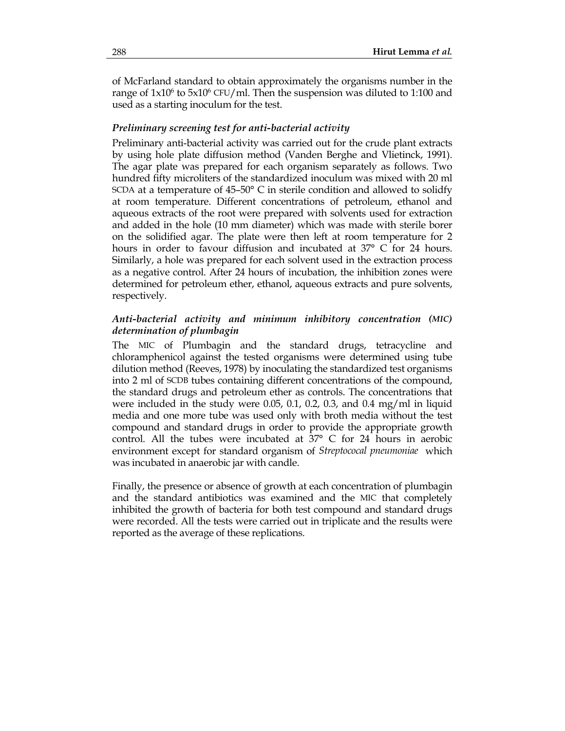of McFarland standard to obtain approximately the organisms number in the range of $1x10^6$ to $5x10^6$ CFU/ml. Then the suspension was diluted to 1:100 and used as a starting inoculum for the test.

### *Preliminary screening test for anti-bacterial activity*

Preliminary anti-bacterial activity was carried out for the crude plant extracts by using hole plate diffusion method (Vanden Berghe and Vlietinck, 1991). The agar plate was prepared for each organism separately as follows. Two hundred fifty microliters of the standardized inoculum was mixed with 20 ml SCDA at a temperature of 45–50° C in sterile condition and allowed to solidfy at room temperature. Different concentrations of petroleum, ethanol and aqueous extracts of the root were prepared with solvents used for extraction and added in the hole (10 mm diameter) which was made with sterile borer on the solidified agar. The plate were then left at room temperature for 2 hours in order to favour diffusion and incubated at 37° C for 24 hours. Similarly, a hole was prepared for each solvent used in the extraction process as a negative control. After 24 hours of incubation, the inhibition zones were determined for petroleum ether, ethanol, aqueous extracts and pure solvents, respectively.

### *Anti-bacterial activity and minimum inhibitory concentration (MIC) determination of plumbagin*

The MIC of Plumbagin and the standard drugs, tetracycline and chloramphenicol against the tested organisms were determined using tube dilution method (Reeves, 1978) by inoculating the standardized test organisms into 2 ml of SCDB tubes containing different concentrations of the compound, the standard drugs and petroleum ether as controls. The concentrations that were included in the study were 0.05, 0.1, 0.2, 0.3, and 0.4 mg/ml in liquid media and one more tube was used only with broth media without the test compound and standard drugs in order to provide the appropriate growth control. All the tubes were incubated at 37° C for 24 hours in aerobic environment except for standard organism of *Streptococal pneumoniae* which was incubated in anaerobic jar with candle.

Finally, the presence or absence of growth at each concentration of plumbagin and the standard antibiotics was examined and the MIC that completely inhibited the growth of bacteria for both test compound and standard drugs were recorded. All the tests were carried out in triplicate and the results were reported as the average of these replications.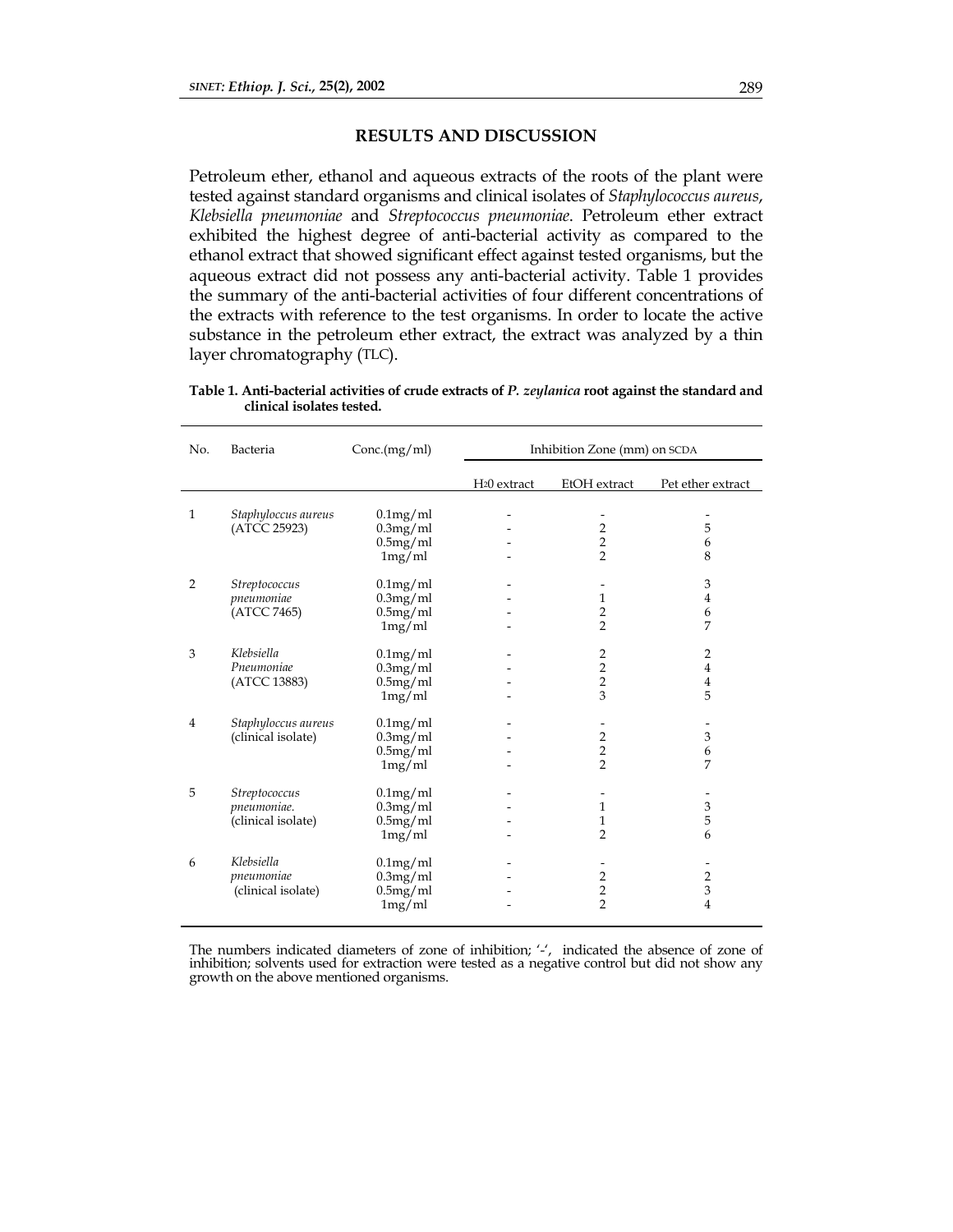## RESULTS AND DISCUSSION

Petroleum ether, ethanol and aqueous extracts of the roots of the plant were tested against standard organisms and clinical isolates of *Staphylococcus aureus*, *Klebsiella pneumoniae* and *Streptococcus pneumoniae*. Petroleum ether extract exhibited the highest degree of anti-bacterial activity as compared to the ethanol extract that showed significant effect against tested organisms, but the aqueous extract did not possess any anti-bacterial activity. Table 1 provides the summary of the anti-bacterial activities of four different concentrations of the extracts with reference to the test organisms. In order to locate the active substance in the petroleum ether extract, the extract was analyzed by a thin layer chromatography (TLC).

**Table 1. Anti-bacterial activities of crude extracts of *P. zeylanica* root against the standard and clinical isolates tested.**

| No. | Bacteria | Conc.(mg/ml) | Inhibition Zone (mm) on SCDA | | |
|---|---|---|---|---|---|
| | | | $H_2O$ extract | EtOH extract | Pet ether extract |
| 1 | *Staphyloccus aureus* (ATCC 25923) | 0.1mg/ml | - | - | - |
| | | 0.3mg/ml | - | 2 | 5 |
| | | 0.5mg/ml | - | 2 | 6 |
| | | 1mg/ml | - | 2 | 8 |
| 2 | *Streptococcus pneumoniae* (ATCC 7465) | 0.1mg/ml | - | - | 3 |
| | | 0.3mg/ml | - | 1 | 4 |
| | | 0.5mg/ml | - | 2 | 6 |
| | | 1mg/ml | - | 2 | 7 |
| 3 | *Klebsiella Pneumoniae* (ATCC 13883) | 0.1mg/ml | - | 2 | 2 |
| | | 0.3mg/ml | - | 2 | 4 |
| | | 0.5mg/ml | - | 2 | 4 |
| | | 1mg/ml | - | 3 | 5 |
| 4 | *Staphyloccus aureus* (clinical isolate) | 0.1mg/ml | - | - | - |
| | | 0.3mg/ml | - | 2 | 3 |
| | | 0.5mg/ml | - | 2 | 6 |
| | | 1mg/ml | - | 2 | 7 |
| 5 | *Streptococcus pneumoniae.* (clinical isolate) | 0.1mg/ml | - | - | - |
| | | 0.3mg/ml | - | 1 | 3 |
| | | 0.5mg/ml | - | 1 | 5 |
| | | 1mg/ml | - | 2 | 6 |
| 6 | *Klebsiella pneumoniae* (clinical isolate) | 0.1mg/ml | - | - | - |
| | | 0.3mg/ml | - | 2 | 2 |
| | | 0.5mg/ml | - | 2 | 3 |
| | | 1mg/ml | - | 2 | 4 |

The numbers indicated diameters of zone of inhibition; '-', indicated the absence of zone of inhibition; solvents used for extraction were tested as a negative control but did not show any growth on the above mentioned organisms.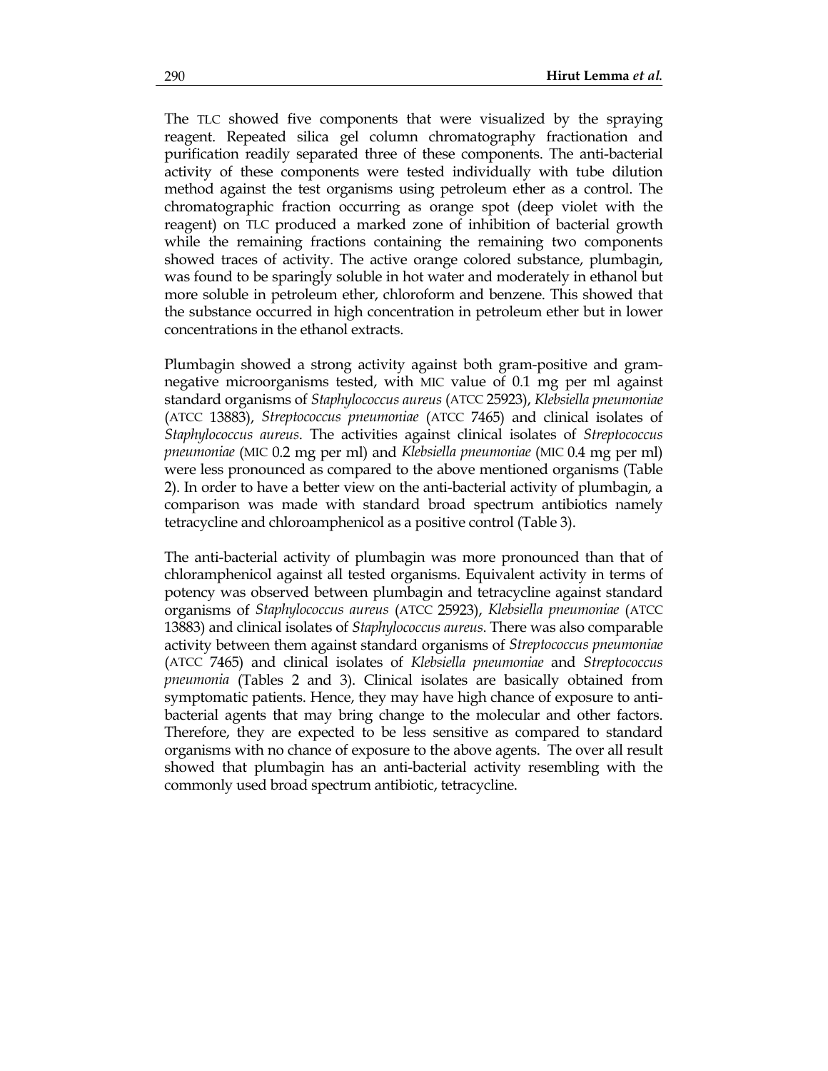The TLC showed five components that were visualized by the spraying reagent. Repeated silica gel column chromatography fractionation and purification readily separated three of these components. The anti-bacterial activity of these components were tested individually with tube dilution method against the test organisms using petroleum ether as a control. The chromatographic fraction occurring as orange spot (deep violet with the reagent) on TLC produced a marked zone of inhibition of bacterial growth while the remaining fractions containing the remaining two components showed traces of activity. The active orange colored substance, plumbagin, was found to be sparingly soluble in hot water and moderately in ethanol but more soluble in petroleum ether, chloroform and benzene. This showed that the substance occurred in high concentration in petroleum ether but in lower concentrations in the ethanol extracts.

Plumbagin showed a strong activity against both gram-positive and gram-negative microorganisms tested, with MIC value of 0.1 mg per ml against standard organisms of *Staphylococcus aureus* (ATCC 25923), *Klebsiella pneumoniae* (ATCC 13883), *Streptococcus pneumoniae* (ATCC 7465) and clinical isolates of *Staphylococcus aureus*. The activities against clinical isolates of *Streptococcus pneumoniae* (MIC 0.2 mg per ml) and *Klebsiella pneumoniae* (MIC 0.4 mg per ml) were less pronounced as compared to the above mentioned organisms (Table 2). In order to have a better view on the anti-bacterial activity of plumbagin, a comparison was made with standard broad spectrum antibiotics namely tetracycline and chloroamphenicol as a positive control (Table 3).

The anti-bacterial activity of plumbagin was more pronounced than that of chloramphenicol against all tested organisms. Equivalent activity in terms of potency was observed between plumbagin and tetracycline against standard organisms of *Staphylococcus aureus* (ATCC 25923), *Klebsiella pneumoniae* (ATCC 13883) and clinical isolates of *Staphylococcus aureus*. There was also comparable activity between them against standard organisms of *Streptococcus pneumoniae* (ATCC 7465) and clinical isolates of *Klebsiella pneumoniae* and *Streptococcus pneumonia* (Tables 2 and 3). Clinical isolates are basically obtained from symptomatic patients. Hence, they may have high chance of exposure to anti-bacterial agents that may bring change to the molecular and other factors. Therefore, they are expected to be less sensitive as compared to standard organisms with no chance of exposure to the above agents. The over all result showed that plumbagin has an anti-bacterial activity resembling with the commonly used broad spectrum antibiotic, tetracycline.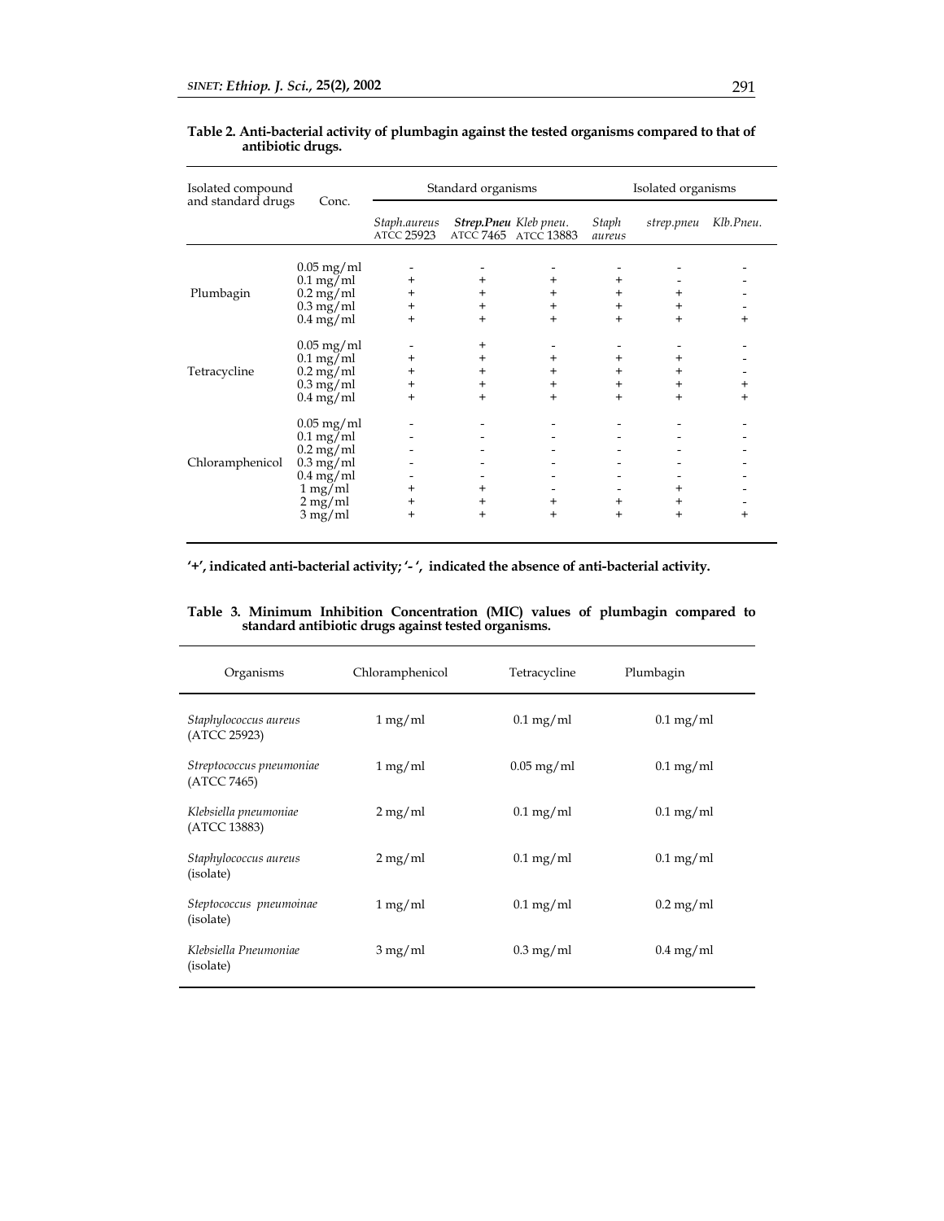**Table 2. Anti-bacterial activity of plumbagin against the tested organisms compared to that of antibiotic drugs.**

| Isolated compound and standard drugs | Conc. | Standard organisms | | | Isolated organisms | | |
|---|---|---|---|---|---|---|---|
| | | *Staph.aureus* ATCC 25923 | ***Strep.Pneu*** ATCC 7465 | *Kleb pneu.* ATCC 13883 | *Staph aureus* | *strep.pneu* | *Klb.Pneu.* |
| Plumbagin | 0.05 mg/ml | - | - | - | - | - | - |
| | 0.1 mg/ml | + | + | + | + | - | - |
| | 0.2 mg/ml | + | + | + | + | + | - |
| | 0.3 mg/ml | + | + | + | + | + | - |
| | 0.4 mg/ml | + | + | + | + | + | + |
| Tetracycline | 0.05 mg/ml | - | + | - | - | - | - |
| | 0.1 mg/ml | + | + | + | + | + | - |
| | 0.2 mg/ml | + | + | + | + | + | - |
| | 0.3 mg/ml | + | + | + | + | + | + |
| | 0.4 mg/ml | + | + | + | + | + | + |
| Chloramphenicol | 0.05 mg/ml | - | - | - | - | - | - |
| | 0.1 mg/ml | - | - | - | - | - | - |
| | 0.2 mg/ml | - | - | - | - | - | - |
| | 0.3 mg/ml | - | - | - | - | - | - |
| | 0.4 mg/ml | - | - | - | - | - | - |
| | 1 mg/ml | + | + | - | - | + | - |
| | 2 mg/ml | + | + | + | + | + | - |
| | 3 mg/ml | + | + | + | + | + | + |

**'+', indicated anti-bacterial activity; '- ', indicated the absence of anti-bacterial activity.**

**Table 3. Minimum Inhibition Concentration (MIC) values of plumbagin compared to standard antibiotic drugs against tested organisms.**

| Organisms | Chloramphenicol | Tetracycline | Plumbagin |
|---|---|---|---|
| *Staphylococcus aureus* (ATCC 25923) | 1 mg/ml | 0.1 mg/ml | 0.1 mg/ml |
| *Streptococcus pneumoniae* (ATCC 7465) | 1 mg/ml | 0.05 mg/ml | 0.1 mg/ml |
| *Klebsiella pneumoniae* (ATCC 13883) | 2 mg/ml | 0.1 mg/ml | 0.1 mg/ml |
| *Staphylococcus aureus* (isolate) | 2 mg/ml | 0.1 mg/ml | 0.1 mg/ml |
| *Steptococcus pneumoinae* (isolate) | 1 mg/ml | 0.1 mg/ml | 0.2 mg/ml |
| *Klebsiella Pneumoniae* (isolate) | 3 mg/ml | 0.3 mg/ml | 0.4 mg/ml |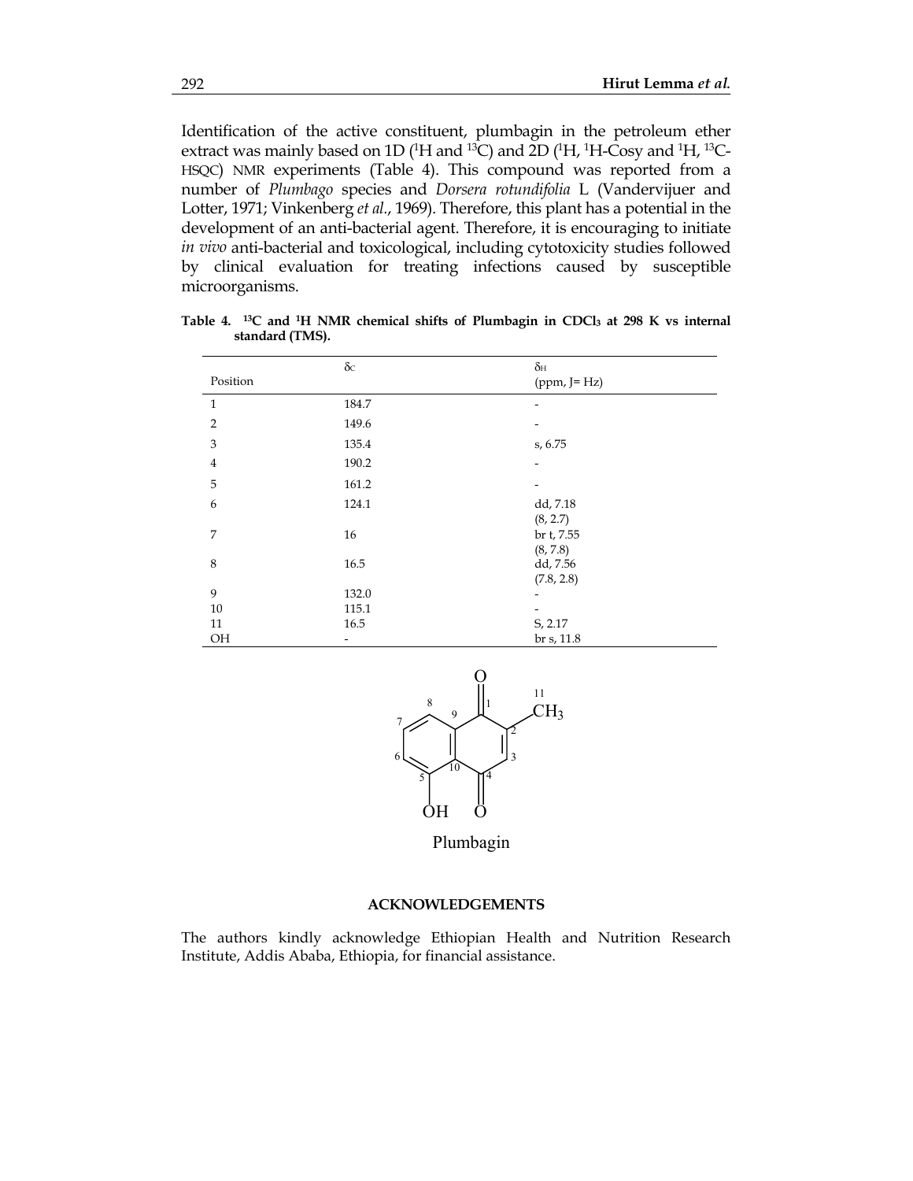Identification of the active constituent, plumbagin in the petroleum ether extract was mainly based on 1D ($^{1}H$ and $^{13}C$) and 2D ($^{1}H$, $^{1}H$-Cosy and $^{1}H$, $^{13}C$-HSQC) NMR experiments (Table 4). This compound was reported from a number of *Plumbago* species and *Dorsera rotundifolia* L (Vandervijuer and Lotter, 1971; Vinkenberg *et al.*, 1969). Therefore, this plant has a potential in the development of an anti-bacterial agent. Therefore, it is encouraging to initiate *in vivo* anti-bacterial and toxicological, including cytotoxicity studies followed by clinical evaluation for treating infections caused by susceptible microorganisms.

**Table 4. $^{13}C$ and $^{1}H$ NMR chemical shifts of Plumbagin in $CDCl_3$ at 298 K vs internal standard (TMS).**

| Position | $\delta_C$ | $\delta_H$ (ppm, J= Hz) |
|---|---|---|
| 1 | 184.7 | - |
| 2 | 149.6 | - |
| 3 | 135.4 | s, 6.75 |
| 4 | 190.2 | - |
| 5 | 161.2 | - |
| 6 | 124.1 | dd, 7.18 (8, 2.7) |
| 7 | 16 | br t, 7.55 (8, 7.8) |
| 8 | 16.5 | dd, 7.56 (7.8, 2.8) |
| 9 | 132.0 | - |
| 10 | 115.1 | - |
| 11 | 16.5 | S, 2.17 |
| OH | - | br s, 11.8 |

Plumbagin

## ACKNOWLEDGEMENTS

The authors kindly acknowledge Ethiopian Health and Nutrition Research Institute, Addis Ababa, Ethiopia, for financial assistance.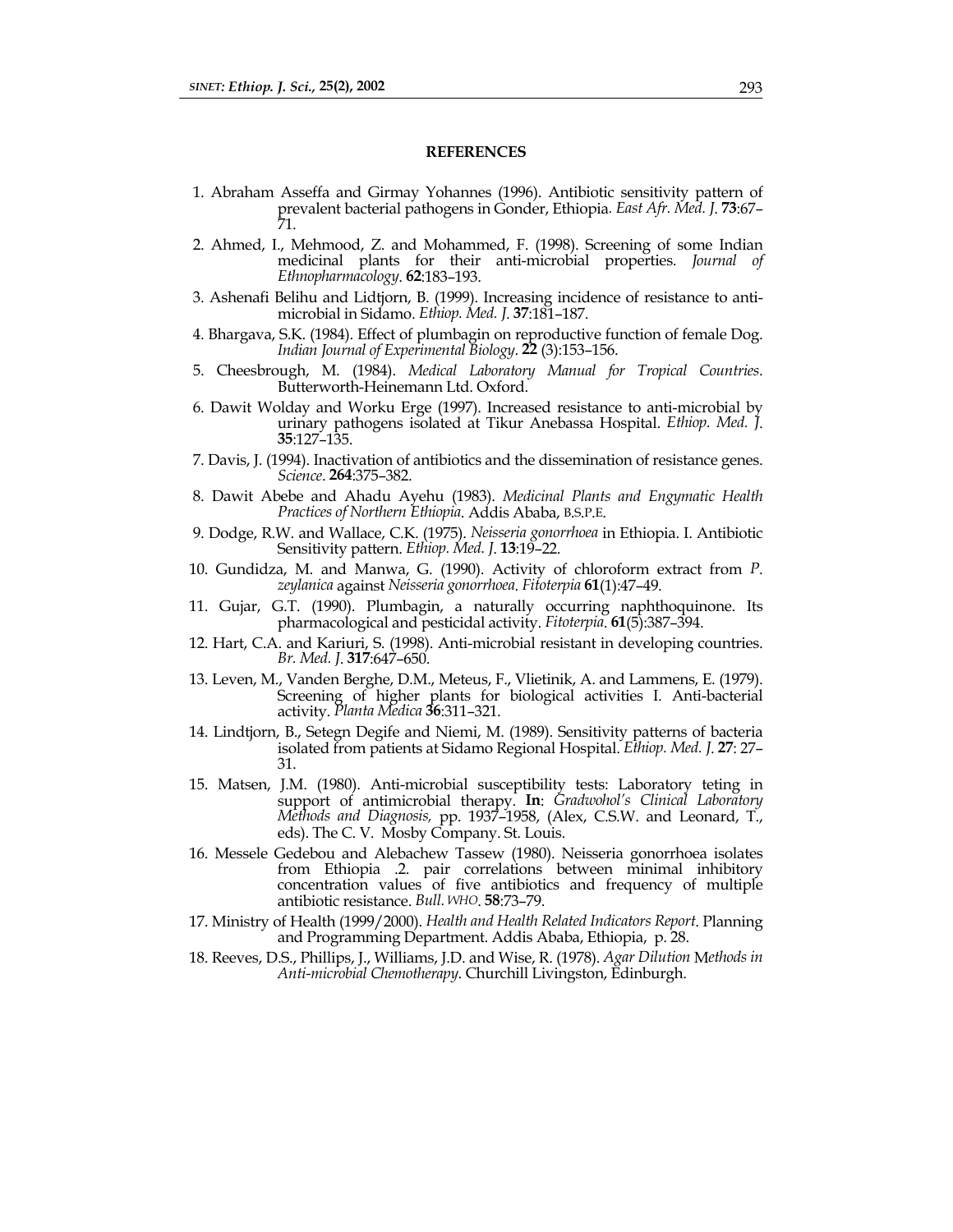## REFERENCES

1. Abraham Asseffa and Girmay Yohannes (1996). Antibiotic sensitivity pattern of prevalent bacterial pathogens in Gonder, Ethiopia. *East Afr. Med. J.* **73**:67–71.
2. Ahmed, I., Mehmood, Z. and Mohammed, F. (1998). Screening of some Indian medicinal plants for their anti-microbial properties. *Journal of Ethnopharmacology*. **62**:183–193.
3. Ashenafi Belihu and Lidtjorn, B. (1999). Increasing incidence of resistance to anti-microbial in Sidamo. *Ethiop. Med. J.* **37**:181–187.
4. Bhargava, S.K. (1984). Effect of plumbagin on reproductive function of female Dog. *Indian Journal of Experimental Biology*. **22** (3):153–156.
5. Cheesbrough, M. (1984). *Medical Laboratory Manual for Tropical Countries*. Butterworth-Heinemann Ltd. Oxford.
6. Dawit Wolday and Worku Erge (1997). Increased resistance to anti-microbial by urinary pathogens isolated at Tikur Anebassa Hospital. *Ethiop. Med. J.* **35**:127–135.
7. Davis, J. (1994). Inactivation of antibiotics and the dissemination of resistance genes. *Science*. **264**:375–382.
8. Dawit Abebe and Ahadu Ayehu (1983). *Medicinal Plants and Engymatic Health Practices of Northern Ethiopia*. Addis Ababa, B.S.P.E.
9. Dodge, R.W. and Wallace, C.K. (1975). *Neisseria gonorrhoea* in Ethiopia. I. Antibiotic Sensitivity pattern. *Ethiop. Med. J.* **13**:19–22.
10. Gundidza, M. and Manwa, G. (1990). Activity of chloroform extract from *P. zeylanica* against *Neisseria gonorrhoea*. *Fitoterpia* **61**(1):47–49.
11. Gujar, G.T. (1990). Plumbagin, a naturally occurring naphthoquinone. Its pharmacological and pesticidal activity. *Fitoterpia*. **61**(5):387–394.
12. Hart, C.A. and Kariuri, S. (1998). Anti-microbial resistant in developing countries. *Br. Med. J.* **317**:647–650.
13. Leven, M., Vanden Berghe, D.M., Meteus, F., Vlietinik, A. and Lammens, E. (1979). Screening of higher plants for biological activities I. Anti-bacterial activity. *Planta Medica* **36**:311–321.
14. Lindtjorn, B., Setegn Degife and Niemi, M. (1989). Sensitivity patterns of bacteria isolated from patients at Sidamo Regional Hospital. *Ethiop. Med. J.* **27**: 27–31.
15. Matsen, J.M. (1980). Anti-microbial susceptibility tests: Laboratory teting in support of antimicrobial therapy. **In**: *Gradwohol's Clinical Laboratory Methods and Diagnosis,* pp. 1937–1958, (Alex, C.S.W. and Leonard, T., eds). The C. V. Mosby Company. St. Louis.
16. Messele Gedebou and Alebachew Tassew (1980). Neisseria gonorrhoea isolates from Ethiopia .2. pair correlations between minimal inhibitory concentration values of five antibiotics and frequency of multiple antibiotic resistance. *Bull. WHO*. **58**:73–79.
17. Ministry of Health (1999/2000). *Health and Health Related Indicators Report*. Planning and Programming Department. Addis Ababa, Ethiopia, p. 28.
18. Reeves, D.S., Phillips, J., Williams, J.D. and Wise, R. (1978). *Agar Dilution Methods in Anti-microbial Chemotherapy*. Churchill Livingston, Edinburgh.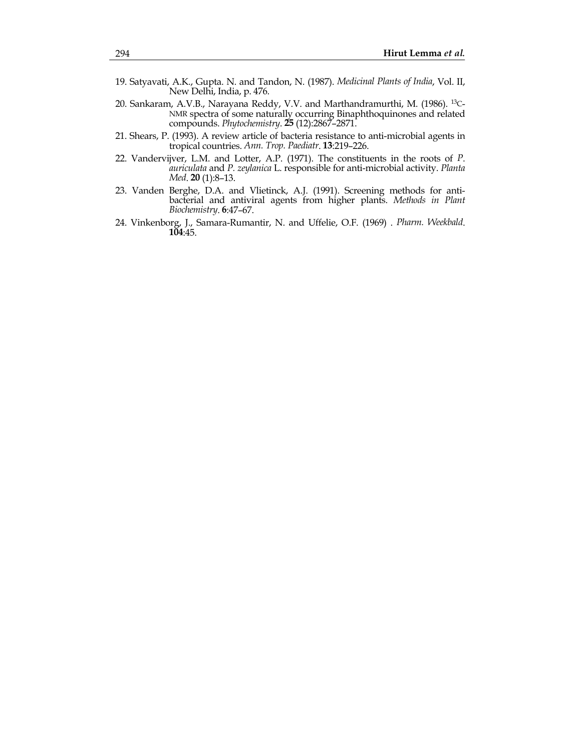19. Satyavati, A.K., Gupta. N. and Tandon, N. (1987). *Medicinal Plants of India*, Vol. II, New Delhi, India, p. 476.

20. Sankaram, A.V.B., Narayana Reddy, V.V. and Marthandramurthi, M. (1986). $^{13}$C-NMR spectra of some naturally occurring Binaphthoquinones and related compounds. *Phytochemistry*. **25** (12):2867–2871.

21. Shears, P. (1993). A review article of bacteria resistance to anti-microbial agents in tropical countries. *Ann. Trop. Paediatr*. **13**:219–226.

22. Vandervijver, L.M. and Lotter, A.P. (1971). The constituents in the roots of *P. auriculata* and *P. zeylanica* L. responsible for anti-microbial activity. *Planta Med*. **20** (1):8–13.

23. Vanden Berghe, D.A. and Vlietinck, A.J. (1991). Screening methods for anti-bacterial and antiviral agents from higher plants. *Methods in Plant Biochemistry*. **6**:47–67.

24. Vinkenborg, J., Samara-Rumantir, N. and Uffelie, O.F. (1969) . *Pharm. Weekbald*. **104**:45.